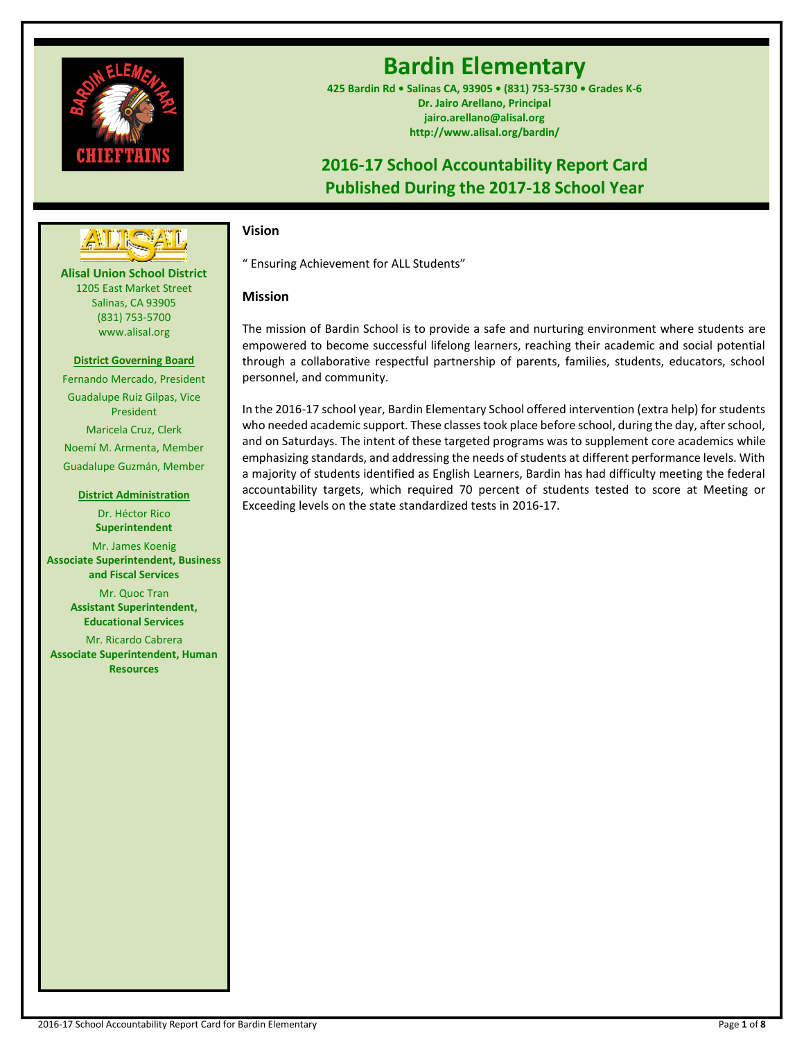# Bardin Elementary

**425 Bardin Rd • Salinas CA, 93905 • (831) 753-5730 • Grades K-6**
**Dr. Jairo Arellano, Principal**
**jairo.arellano@alisal.org**
**http://www.alisal.org/bardin/**

## 2016-17 School Accountability Report Card
## Published During the 2017-18 School Year

**Alisal Union School District**
1205 East Market Street
Salinas, CA 93905
(831) 753-5700
www.alisal.org

**District Governing Board**

Fernando Mercado, President

Guadalupe Ruiz Gilpas, Vice President

Maricela Cruz, Clerk

Noemí M. Armenta, Member

Guadalupe Guzmán, Member

**District Administration**

Dr. Héctor Rico
**Superintendent**

Mr. James Koenig
**Associate Superintendent, Business and Fiscal Services**

Mr. Quoc Tran
**Assistant Superintendent, Educational Services**

Mr. Ricardo Cabrera
**Associate Superintendent, Human Resources**

### Vision

" Ensuring Achievement for ALL Students"

### Mission

The mission of Bardin School is to provide a safe and nurturing environment where students are empowered to become successful lifelong learners, reaching their academic and social potential through a collaborative respectful partnership of parents, families, students, educators, school personnel, and community.

In the 2016-17 school year, Bardin Elementary School offered intervention (extra help) for students who needed academic support. These classes took place before school, during the day, after school, and on Saturdays. The intent of these targeted programs was to supplement core academics while emphasizing standards, and addressing the needs of students at different performance levels. With a majority of students identified as English Learners, Bardin has had difficulty meeting the federal accountability targets, which required 70 percent of students tested to score at Meeting or Exceeding levels on the state standardized tests in 2016-17.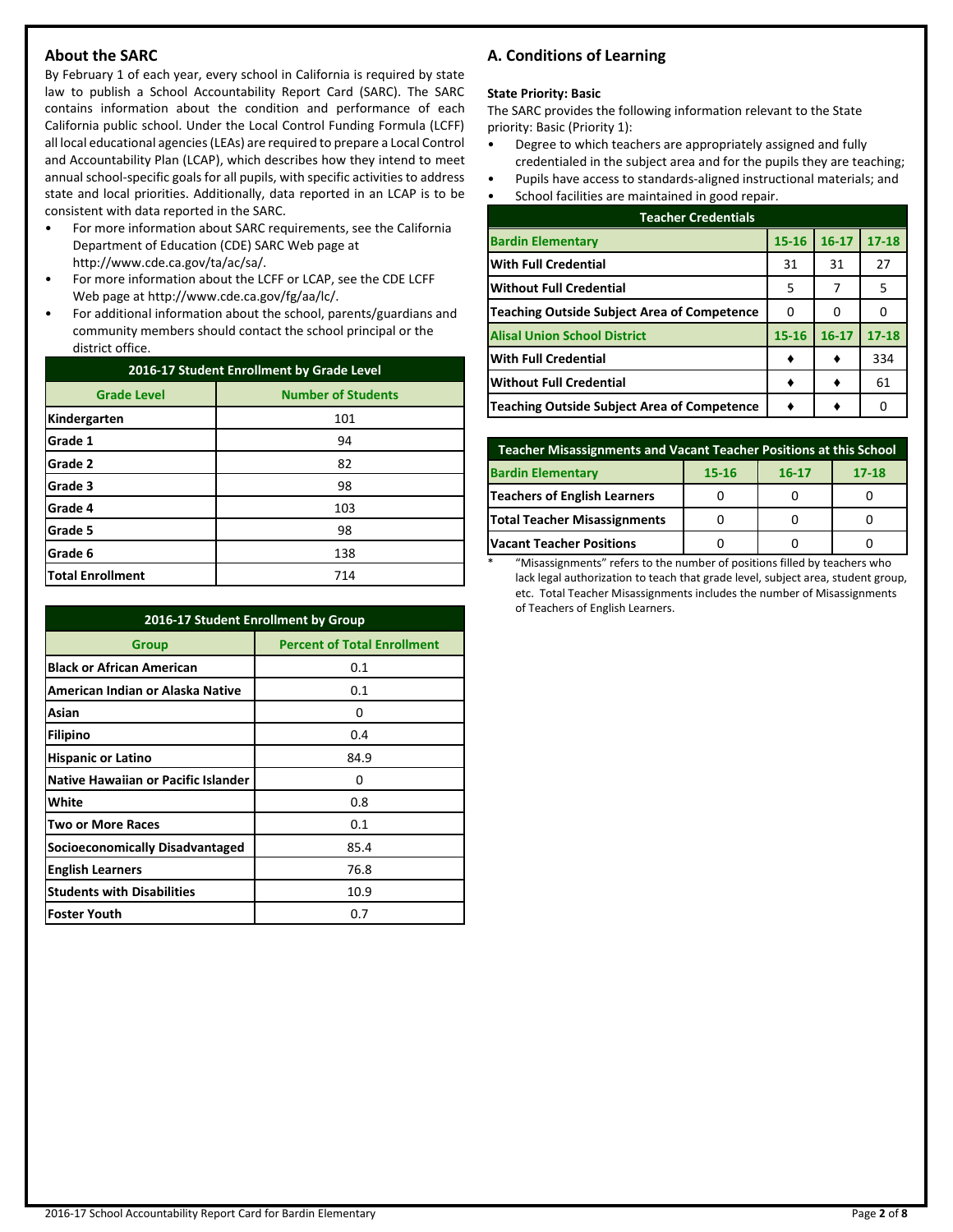## About the SARC

By February 1 of each year, every school in California is required by state law to publish a School Accountability Report Card (SARC). The SARC contains information about the condition and performance of each California public school. Under the Local Control Funding Formula (LCFF) all local educational agencies (LEAs) are required to prepare a Local Control and Accountability Plan (LCAP), which describes how they intend to meet annual school-specific goals for all pupils, with specific activities to address state and local priorities. Additionally, data reported in an LCAP is to be consistent with data reported in the SARC.

- For more information about SARC requirements, see the California Department of Education (CDE) SARC Web page at http://www.cde.ca.gov/ta/ac/sa/.
- For more information about the LCFF or LCAP, see the CDE LCFF Web page at http://www.cde.ca.gov/fg/aa/lc/.
- For additional information about the school, parents/guardians and community members should contact the school principal or the district office.

| 2016-17 Student Enrollment by Grade Level | |
|---|---|
| **Grade Level** | **Number of Students** |
| Kindergarten | 101 |
| Grade 1 | 94 |
| Grade 2 | 82 |
| Grade 3 | 98 |
| Grade 4 | 103 |
| Grade 5 | 98 |
| Grade 6 | 138 |
| Total Enrollment | 714 |

| 2016-17 Student Enrollment by Group | |
|---|---|
| **Group** | **Percent of Total Enrollment** |
| Black or African American | 0.1 |
| American Indian or Alaska Native | 0.1 |
| Asian | 0 |
| Filipino | 0.4 |
| Hispanic or Latino | 84.9 |
| Native Hawaiian or Pacific Islander | 0 |
| White | 0.8 |
| Two or More Races | 0.1 |
| Socioeconomically Disadvantaged | 85.4 |
| English Learners | 76.8 |
| Students with Disabilities | 10.9 |
| Foster Youth | 0.7 |

## A. Conditions of Learning

**State Priority: Basic**

The SARC provides the following information relevant to the State priority: Basic (Priority 1):

- Degree to which teachers are appropriately assigned and fully credentialed in the subject area and for the pupils they are teaching;
- Pupils have access to standards-aligned instructional materials; and
- School facilities are maintained in good repair.

| Teacher Credentials | | | |
|---|---|---|---|
| **Bardin Elementary** | **15-16** | **16-17** | **17-18** |
| With Full Credential | 31 | 31 | 27 |
| Without Full Credential | 5 | 7 | 5 |
| Teaching Outside Subject Area of Competence | 0 | 0 | 0 |
| **Alisal Union School District** | **15-16** | **16-17** | **17-18** |
| With Full Credential | ♦ | ♦ | 334 |
| Without Full Credential | ♦ | ♦ | 61 |
| Teaching Outside Subject Area of Competence | ♦ | ♦ | 0 |

| Teacher Misassignments and Vacant Teacher Positions at this School | | | |
|---|---|---|---|
| **Bardin Elementary** | **15-16** | **16-17** | **17-18** |
| Teachers of English Learners | 0 | 0 | 0 |
| Total Teacher Misassignments | 0 | 0 | 0 |
| Vacant Teacher Positions | 0 | 0 | 0 |

\* "Misassignments" refers to the number of positions filled by teachers who lack legal authorization to teach that grade level, subject area, student group, etc. Total Teacher Misassignments includes the number of Misassignments of Teachers of English Learners.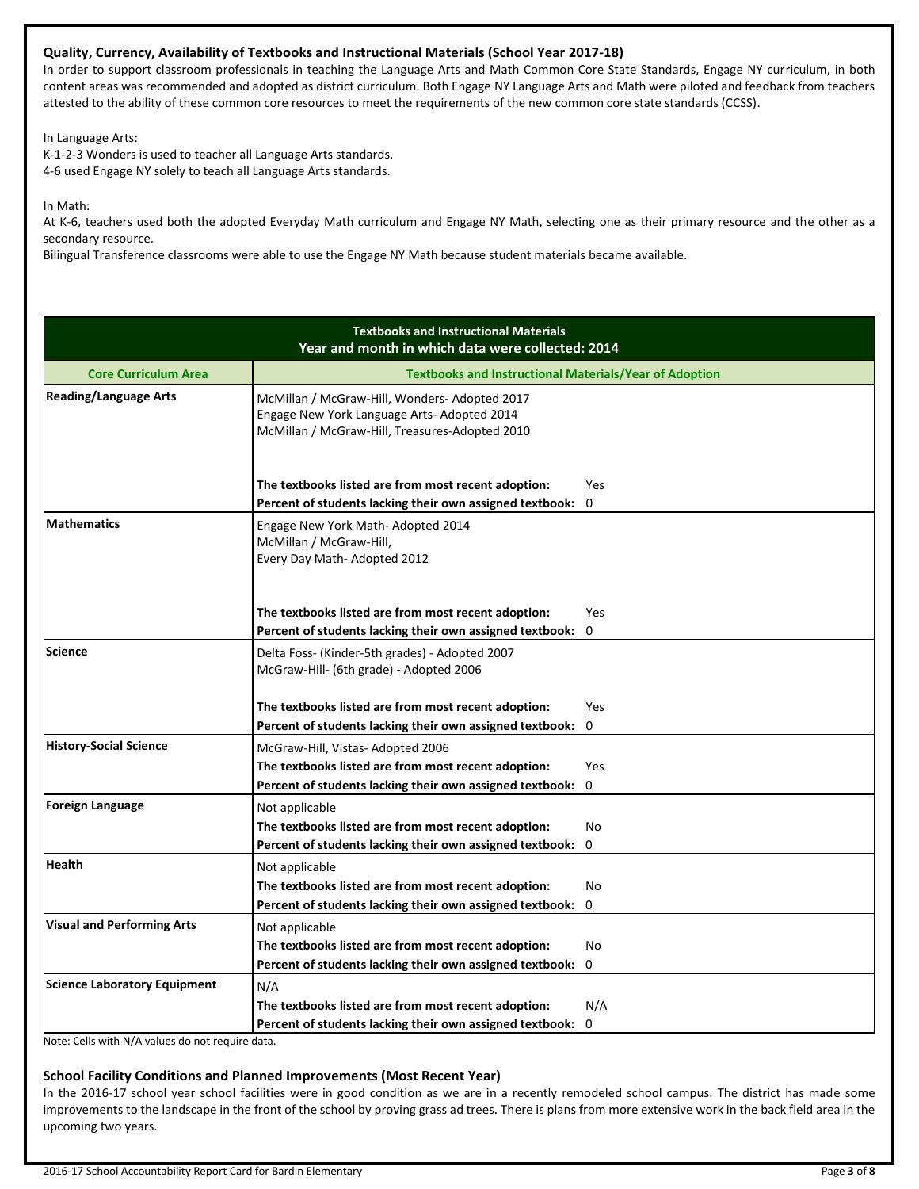### Quality, Currency, Availability of Textbooks and Instructional Materials (School Year 2017-18)

In order to support classroom professionals in teaching the Language Arts and Math Common Core State Standards, Engage NY curriculum, in both content areas was recommended and adopted as district curriculum. Both Engage NY Language Arts and Math were piloted and feedback from teachers attested to the ability of these common core resources to meet the requirements of the new common core state standards (CCSS).

In Language Arts:
K-1-2-3 Wonders is used to teacher all Language Arts standards.
4-6 used Engage NY solely to teach all Language Arts standards.

In Math:
At K-6, teachers used both the adopted Everyday Math curriculum and Engage NY Math, selecting one as their primary resource and the other as a secondary resource.
Bilingual Transference classrooms were able to use the Engage NY Math because student materials became available.

| Textbooks and Instructional Materials<br>Year and month in which data were collected: 2014 | | |
|---|---|---|
| **Core Curriculum Area** | **Textbooks and Instructional Materials/Year of Adoption** | |
| **Reading/Language Arts** | McMillan / McGraw-Hill, Wonders- Adopted 2017<br>Engage New York Language Arts- Adopted 2014<br>McMillan / McGraw-Hill, Treasures-Adopted 2010 | |
| | **The textbooks listed are from most recent adoption:** | Yes |
| | **Percent of students lacking their own assigned textbook:** | 0 |
| **Mathematics** | Engage New York Math- Adopted 2014<br>McMillan / McGraw-Hill,<br>Every Day Math- Adopted 2012 | |
| | **The textbooks listed are from most recent adoption:** | Yes |
| | **Percent of students lacking their own assigned textbook:** | 0 |
| **Science** | Delta Foss- (Kinder-5th grades) - Adopted 2007<br>McGraw-Hill- (6th grade) - Adopted 2006 | |
| | **The textbooks listed are from most recent adoption:** | Yes |
| | **Percent of students lacking their own assigned textbook:** | 0 |
| **History-Social Science** | McGraw-Hill, Vistas- Adopted 2006 | |
| | **The textbooks listed are from most recent adoption:** | Yes |
| | **Percent of students lacking their own assigned textbook:** | 0 |
| **Foreign Language** | Not applicable | |
| | **The textbooks listed are from most recent adoption:** | No |
| | **Percent of students lacking their own assigned textbook:** | 0 |
| **Health** | Not applicable | |
| | **The textbooks listed are from most recent adoption:** | No |
| | **Percent of students lacking their own assigned textbook:** | 0 |
| **Visual and Performing Arts** | Not applicable | |
| | **The textbooks listed are from most recent adoption:** | No |
| | **Percent of students lacking their own assigned textbook:** | 0 |
| **Science Laboratory Equipment** | N/A | |
| | **The textbooks listed are from most recent adoption:** | N/A |
| | **Percent of students lacking their own assigned textbook:** | 0 |

Note: Cells with N/A values do not require data.

### School Facility Conditions and Planned Improvements (Most Recent Year)

In the 2016-17 school year school facilities were in good condition as we are in a recently remodeled school campus. The district has made some improvements to the landscape in the front of the school by proving grass ad trees. There is plans from more extensive work in the back field area in the upcoming two years.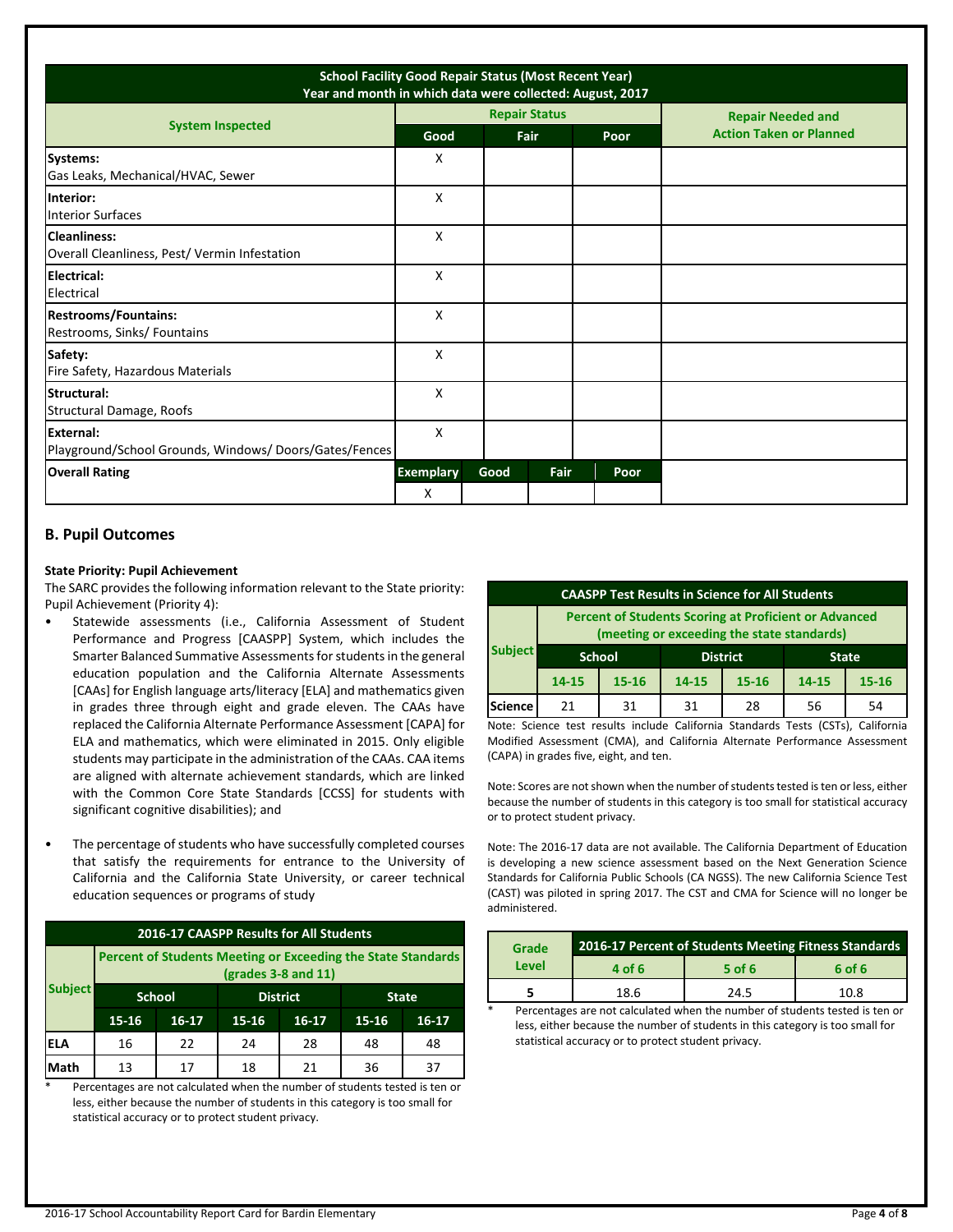| School Facility Good Repair Status (Most Recent Year)<br>Year and month in which data were collected: August, 2017 | | | | |
|---|---|---|---|---|
| **System Inspected** | **Repair Status** | | | **Repair Needed and Action Taken or Planned** |
| | **Good** | **Fair** | **Poor** | |
| **Systems:**<br>Gas Leaks, Mechanical/HVAC, Sewer | X | | | |
| **Interior:**<br>Interior Surfaces | X | | | |
| **Cleanliness:**<br>Overall Cleanliness, Pest/ Vermin Infestation | X | | | |
| **Electrical:**<br>Electrical | X | | | |
| **Restrooms/Fountains:**<br>Restrooms, Sinks/ Fountains | X | | | |
| **Safety:**<br>Fire Safety, Hazardous Materials | X | | | |
| **Structural:**<br>Structural Damage, Roofs | X | | | |
| **External:**<br>Playground/School Grounds, Windows/ Doors/Gates/Fences | X | | | |

| **Overall Rating** | **Exemplary** | **Good** | **Fair** | **Poor** |
|---|---|---|---|---|
| | X | | | |

## B. Pupil Outcomes

**State Priority: Pupil Achievement**

The SARC provides the following information relevant to the State priority: Pupil Achievement (Priority 4):

- Statewide assessments (i.e., California Assessment of Student Performance and Progress [CAASPP] System, which includes the Smarter Balanced Summative Assessments for students in the general education population and the California Alternate Assessments [CAAs] for English language arts/literacy [ELA] and mathematics given in grades three through eight and grade eleven. The CAAs have replaced the California Alternate Performance Assessment [CAPA] for ELA and mathematics, which were eliminated in 2015. Only eligible students may participate in the administration of the CAAs. CAA items are aligned with alternate achievement standards, which are linked with the Common Core State Standards [CCSS] for students with significant cognitive disabilities); and
- The percentage of students who have successfully completed courses that satisfy the requirements for entrance to the University of California and the California State University, or career technical education sequences or programs of study

| 2016-17 CAASPP Results for All Students | | | | | | |
|---|---|---|---|---|---|---|
| **Subject** | **Percent of Students Meeting or Exceeding the State Standards (grades 3-8 and 11)** | | | | | |
| | **School** | | **District** | | **State** | |
| | **15-16** | **16-17** | **15-16** | **16-17** | **15-16** | **16-17** |
| **ELA** | 16 | 22 | 24 | 28 | 48 | 48 |
| **Math** | 13 | 17 | 18 | 21 | 36 | 37 |

\* Percentages are not calculated when the number of students tested is ten or less, either because the number of students in this category is too small for statistical accuracy or to protect student privacy.

| CAASPP Test Results in Science for All Students | | | | | | |
|---|---|---|---|---|---|---|
| **Subject** | **Percent of Students Scoring at Proficient or Advanced (meeting or exceeding the state standards)** | | | | | |
| | **School** | | **District** | | **State** | |
| | **14-15** | **15-16** | **14-15** | **15-16** | **14-15** | **15-16** |
| **Science** | 21 | 31 | 31 | 28 | 56 | 54 |

Note: Science test results include California Standards Tests (CSTs), California Modified Assessment (CMA), and California Alternate Performance Assessment (CAPA) in grades five, eight, and ten.

Note: Scores are not shown when the number of students tested is ten or less, either because the number of students in this category is too small for statistical accuracy or to protect student privacy.

Note: The 2016-17 data are not available. The California Department of Education is developing a new science assessment based on the Next Generation Science Standards for California Public Schools (CA NGSS). The new California Science Test (CAST) was piloted in spring 2017. The CST and CMA for Science will no longer be administered.

| **Grade Level** | **2016-17 Percent of Students Meeting Fitness Standards** | | |
|---|---|---|---|
| | **4 of 6** | **5 of 6** | **6 of 6** |
| **5** | 18.6 | 24.5 | 10.8 |

\* Percentages are not calculated when the number of students tested is ten or less, either because the number of students in this category is too small for statistical accuracy or to protect student privacy.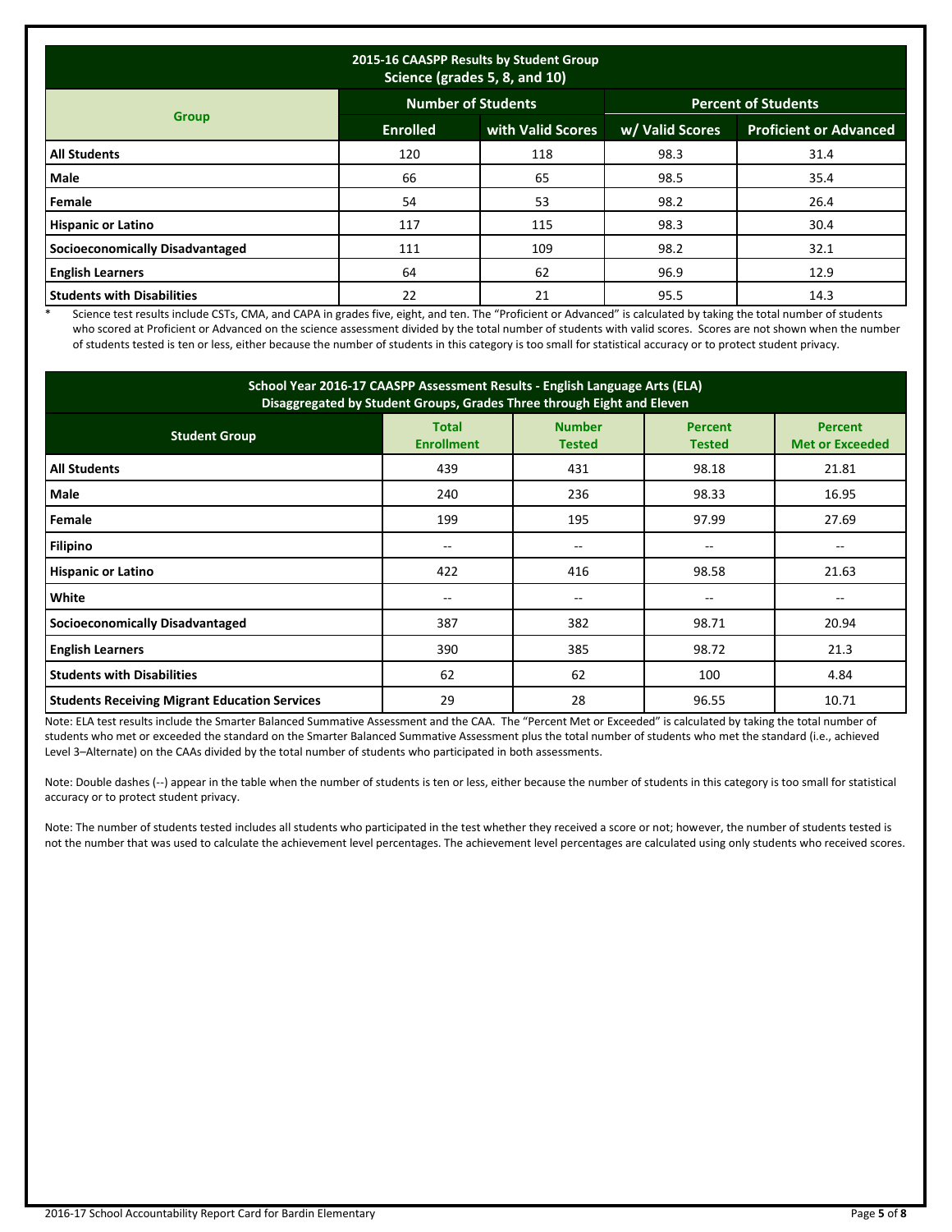| 2015-16 CAASPP Results by Student Group Science (grades 5, 8, and 10) | | | | |
|---|---|---|---|---|
| **Group** | **Number of Students** | | **Percent of Students** | |
| | **Enrolled** | **with Valid Scores** | **w/ Valid Scores** | **Proficient or Advanced** |
| **All Students** | 120 | 118 | 98.3 | 31.4 |
| **Male** | 66 | 65 | 98.5 | 35.4 |
| **Female** | 54 | 53 | 98.2 | 26.4 |
| **Hispanic or Latino** | 117 | 115 | 98.3 | 30.4 |
| **Socioeconomically Disadvantaged** | 111 | 109 | 98.2 | 32.1 |
| **English Learners** | 64 | 62 | 96.9 | 12.9 |
| **Students with Disabilities** | 22 | 21 | 95.5 | 14.3 |

\* Science test results include CSTs, CMA, and CAPA in grades five, eight, and ten. The "Proficient or Advanced" is calculated by taking the total number of students who scored at Proficient or Advanced on the science assessment divided by the total number of students with valid scores. Scores are not shown when the number of students tested is ten or less, either because the number of students in this category is too small for statistical accuracy or to protect student privacy.

| School Year 2016-17 CAASPP Assessment Results - English Language Arts (ELA) Disaggregated by Student Groups, Grades Three through Eight and Eleven | | | | |
|---|---|---|---|---|
| **Student Group** | **Total Enrollment** | **Number Tested** | **Percent Tested** | **Percent Met or Exceeded** |
| **All Students** | 439 | 431 | 98.18 | 21.81 |
| **Male** | 240 | 236 | 98.33 | 16.95 |
| **Female** | 199 | 195 | 97.99 | 27.69 |
| **Filipino** | -- | -- | -- | -- |
| **Hispanic or Latino** | 422 | 416 | 98.58 | 21.63 |
| **White** | -- | -- | -- | -- |
| **Socioeconomically Disadvantaged** | 387 | 382 | 98.71 | 20.94 |
| **English Learners** | 390 | 385 | 98.72 | 21.3 |
| **Students with Disabilities** | 62 | 62 | 100 | 4.84 |
| **Students Receiving Migrant Education Services** | 29 | 28 | 96.55 | 10.71 |

Note: ELA test results include the Smarter Balanced Summative Assessment and the CAA. The "Percent Met or Exceeded" is calculated by taking the total number of students who met or exceeded the standard on the Smarter Balanced Summative Assessment plus the total number of students who met the standard (i.e., achieved Level 3–Alternate) on the CAAs divided by the total number of students who participated in both assessments.

Note: Double dashes (--) appear in the table when the number of students is ten or less, either because the number of students in this category is too small for statistical accuracy or to protect student privacy.

Note: The number of students tested includes all students who participated in the test whether they received a score or not; however, the number of students tested is not the number that was used to calculate the achievement level percentages. The achievement level percentages are calculated using only students who received scores.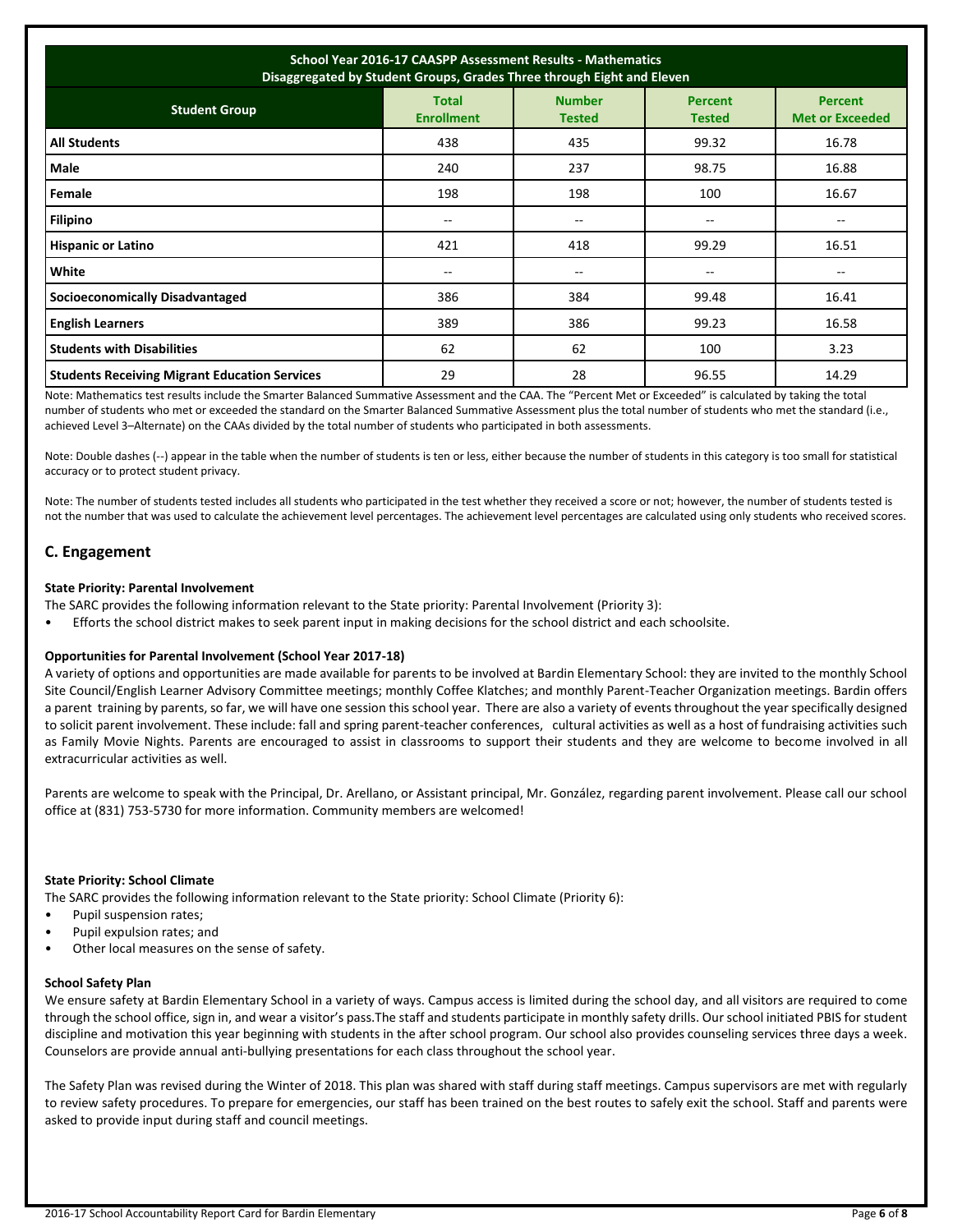| School Year 2016-17 CAASPP Assessment Results - Mathematics<br>Disaggregated by Student Groups, Grades Three through Eight and Eleven | | | | |
|---|---|---|---|---|
| **Student Group** | **Total Enrollment** | **Number Tested** | **Percent Tested** | **Percent Met or Exceeded** |
| **All Students** | 438 | 435 | 99.32 | 16.78 |
| **Male** | 240 | 237 | 98.75 | 16.88 |
| **Female** | 198 | 198 | 100 | 16.67 |
| **Filipino** | -- | -- | -- | -- |
| **Hispanic or Latino** | 421 | 418 | 99.29 | 16.51 |
| **White** | -- | -- | -- | -- |
| **Socioeconomically Disadvantaged** | 386 | 384 | 99.48 | 16.41 |
| **English Learners** | 389 | 386 | 99.23 | 16.58 |
| **Students with Disabilities** | 62 | 62 | 100 | 3.23 |
| **Students Receiving Migrant Education Services** | 29 | 28 | 96.55 | 14.29 |

Note: Mathematics test results include the Smarter Balanced Summative Assessment and the CAA. The "Percent Met or Exceeded" is calculated by taking the total number of students who met or exceeded the standard on the Smarter Balanced Summative Assessment plus the total number of students who met the standard (i.e., achieved Level 3–Alternate) on the CAAs divided by the total number of students who participated in both assessments.

Note: Double dashes (--) appear in the table when the number of students is ten or less, either because the number of students in this category is too small for statistical accuracy or to protect student privacy.

Note: The number of students tested includes all students who participated in the test whether they received a score or not; however, the number of students tested is not the number that was used to calculate the achievement level percentages. The achievement level percentages are calculated using only students who received scores.

## C. Engagement

#### State Priority: Parental Involvement

The SARC provides the following information relevant to the State priority: Parental Involvement (Priority 3):

- Efforts the school district makes to seek parent input in making decisions for the school district and each schoolsite.

#### Opportunities for Parental Involvement (School Year 2017-18)

A variety of options and opportunities are made available for parents to be involved at Bardin Elementary School: they are invited to the monthly School Site Council/English Learner Advisory Committee meetings; monthly Coffee Klatches; and monthly Parent-Teacher Organization meetings. Bardin offers a parent training by parents, so far, we will have one session this school year. There are also a variety of events throughout the year specifically designed to solicit parent involvement. These include: fall and spring parent-teacher conferences, cultural activities as well as a host of fundraising activities such as Family Movie Nights. Parents are encouraged to assist in classrooms to support their students and they are welcome to become involved in all extracurricular activities as well.

Parents are welcome to speak with the Principal, Dr. Arellano, or Assistant principal, Mr. González, regarding parent involvement. Please call our school office at (831) 753-5730 for more information. Community members are welcomed!

#### State Priority: School Climate

The SARC provides the following information relevant to the State priority: School Climate (Priority 6):

- Pupil suspension rates;
- Pupil expulsion rates; and
- Other local measures on the sense of safety.

#### School Safety Plan

We ensure safety at Bardin Elementary School in a variety of ways. Campus access is limited during the school day, and all visitors are required to come through the school office, sign in, and wear a visitor's pass.The staff and students participate in monthly safety drills. Our school initiated PBIS for student discipline and motivation this year beginning with students in the after school program. Our school also provides counseling services three days a week. Counselors are provide annual anti-bullying presentations for each class throughout the school year.

The Safety Plan was revised during the Winter of 2018. This plan was shared with staff during staff meetings. Campus supervisors are met with regularly to review safety procedures. To prepare for emergencies, our staff has been trained on the best routes to safely exit the school. Staff and parents were asked to provide input during staff and council meetings.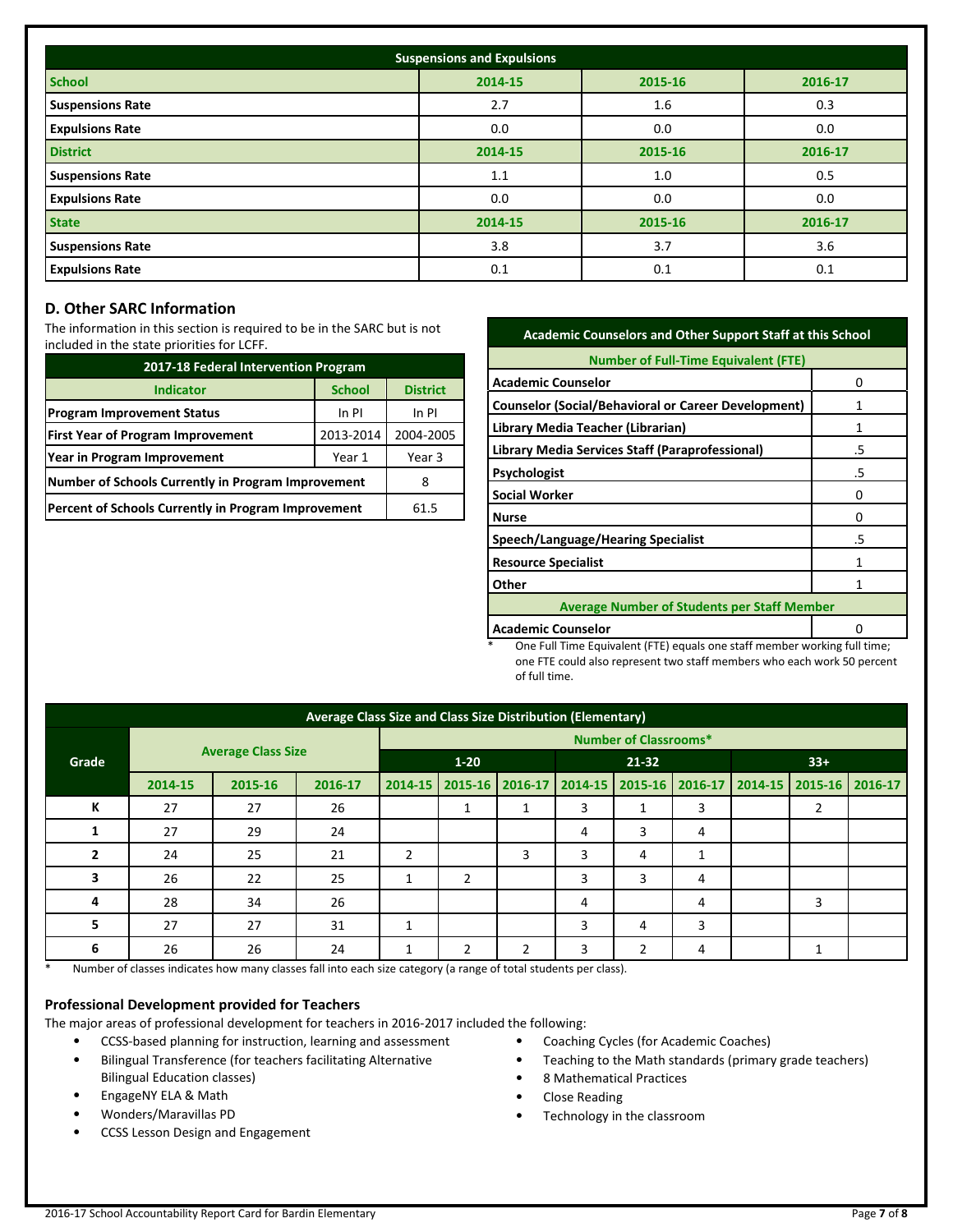| Suspensions and Expulsions | | | |
|---|---|---|---|
| **School** | **2014-15** | **2015-16** | **2016-17** |
| **Suspensions Rate** | 2.7 | 1.6 | 0.3 |
| **Expulsions Rate** | 0.0 | 0.0 | 0.0 |
| **District** | **2014-15** | **2015-16** | **2016-17** |
| **Suspensions Rate** | 1.1 | 1.0 | 0.5 |
| **Expulsions Rate** | 0.0 | 0.0 | 0.0 |
| **State** | **2014-15** | **2015-16** | **2016-17** |
| **Suspensions Rate** | 3.8 | 3.7 | 3.6 |
| **Expulsions Rate** | 0.1 | 0.1 | 0.1 |

## D. Other SARC Information

The information in this section is required to be in the SARC but is not included in the state priorities for LCFF.

| 2017-18 Federal Intervention Program | | |
|---|---|---|
| **Indicator** | **School** | **District** |
| **Program Improvement Status** | In PI | In PI |
| **First Year of Program Improvement** | 2013-2014 | 2004-2005 |
| **Year in Program Improvement** | Year 1 | Year 3 |
| **Number of Schools Currently in Program Improvement** | | 8 |
| **Percent of Schools Currently in Program Improvement** | | 61.5 |

| Academic Counselors and Other Support Staff at this School | |
|---|---|
| **Number of Full-Time Equivalent (FTE)** | |
| **Academic Counselor** | 0 |
| **Counselor (Social/Behavioral or Career Development)** | 1 |
| **Library Media Teacher (Librarian)** | 1 |
| **Library Media Services Staff (Paraprofessional)** | .5 |
| **Psychologist** | .5 |
| **Social Worker** | 0 |
| **Nurse** | 0 |
| **Speech/Language/Hearing Specialist** | .5 |
| **Resource Specialist** | 1 |
| **Other** | 1 |
| **Average Number of Students per Staff Member** | |
| **Academic Counselor** | 0 |

\* One Full Time Equivalent (FTE) equals one staff member working full time; one FTE could also represent two staff members who each work 50 percent of full time.

| Average Class Size and Class Size Distribution (Elementary) | | | | | | | | | | | | |
|---|---|---|---|---|---|---|---|---|---|---|---|---|
| **Grade** | **Average Class Size** | | | **Number of Classrooms*** | | | | | | | | |
| | | | | **1-20** | | | **21-32** | | | **33+** | | |
| | **2014-15** | **2015-16** | **2016-17** | **2014-15** | **2015-16** | **2016-17** | **2014-15** | **2015-16** | **2016-17** | **2014-15** | **2015-16** | **2016-17** |
| **K** | 27 | 27 | 26 | | 1 | 1 | 3 | 1 | 3 | | 2 | |
| **1** | 27 | 29 | 24 | | | | 4 | 3 | 4 | | | |
| **2** | 24 | 25 | 21 | 2 | | 3 | 3 | 4 | 1 | | | |
| **3** | 26 | 22 | 25 | 1 | 2 | | 3 | 3 | 4 | | | |
| **4** | 28 | 34 | 26 | | | | 4 | | 4 | | 3 | |
| **5** | 27 | 27 | 31 | 1 | | | 3 | 4 | 3 | | | |
| **6** | 26 | 26 | 24 | 1 | 2 | 2 | 3 | 2 | 4 | | 1 | |

\* Number of classes indicates how many classes fall into each size category (a range of total students per class).

### Professional Development provided for Teachers

The major areas of professional development for teachers in 2016-2017 included the following:

- CCSS-based planning for instruction, learning and assessment
- Bilingual Transference (for teachers facilitating Alternative Bilingual Education classes)
- EngageNY ELA & Math
- Wonders/Maravillas PD
- CCSS Lesson Design and Engagement
- Coaching Cycles (for Academic Coaches)
- Teaching to the Math standards (primary grade teachers)
- 8 Mathematical Practices
- Close Reading
- Technology in the classroom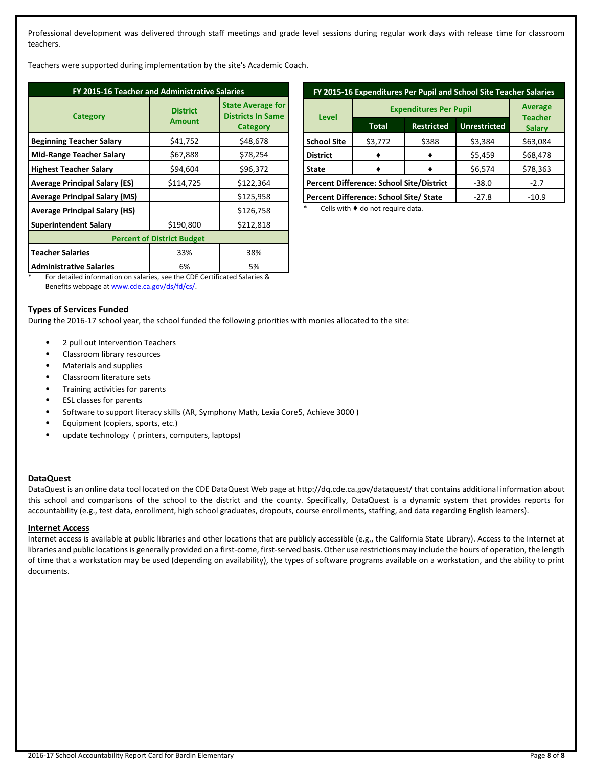Professional development was delivered through staff meetings and grade level sessions during regular work days with release time for classroom teachers.

Teachers were supported during implementation by the site's Academic Coach.

| FY 2015-16 Teacher and Administrative Salaries | | |
|---|---|---|
| **Category** | **District Amount** | **State Average for Districts In Same Category** |
| **Beginning Teacher Salary** | $41,752 | $48,678 |
| **Mid-Range Teacher Salary** | $67,888 | $78,254 |
| **Highest Teacher Salary** | $94,604 | $96,372 |
| **Average Principal Salary (ES)** | $114,725 | $122,364 |
| **Average Principal Salary (MS)** | | $125,958 |
| **Average Principal Salary (HS)** | | $126,758 |
| **Superintendent Salary** | $190,800 | $212,818 |
| **Percent of District Budget** | | |
| **Teacher Salaries** | 33% | 38% |
| **Administrative Salaries** | 6% | 5% |

\* For detailed information on salaries, see the CDE Certificated Salaries & Benefits webpage at www.cde.ca.gov/ds/fd/cs/.

| FY 2015-16 Expenditures Per Pupil and School Site Teacher Salaries | | | | |
|---|---|---|---|---|
| **Level** | **Expenditures Per Pupil** | | | **Average Teacher Salary** |
| | **Total** | **Restricted** | **Unrestricted** | |
| **School Site** | $3,772 | $388 | $3,384 | $63,084 |
| **District** | ♦ | ♦ | $5,459 | $68,478 |
| **State** | ♦ | ♦ | $6,574 | $78,363 |
| **Percent Difference: School Site/District** | | | -38.0 | -2.7 |
| **Percent Difference: School Site/ State** | | | -27.8 | -10.9 |

\* Cells with ♦ do not require data.

### Types of Services Funded

During the 2016-17 school year, the school funded the following priorities with monies allocated to the site:

- 2 pull out Intervention Teachers
- Classroom library resources
- Materials and supplies
- Classroom literature sets
- Training activities for parents
- ESL classes for parents
- Software to support literacy skills (AR, Symphony Math, Lexia Core5, Achieve 3000 )
- Equipment (copiers, sports, etc.)
- update technology ( printers, computers, laptops)

### DataQuest

DataQuest is an online data tool located on the CDE DataQuest Web page at http://dq.cde.ca.gov/dataquest/ that contains additional information about this school and comparisons of the school to the district and the county. Specifically, DataQuest is a dynamic system that provides reports for accountability (e.g., test data, enrollment, high school graduates, dropouts, course enrollments, staffing, and data regarding English learners).

### Internet Access

Internet access is available at public libraries and other locations that are publicly accessible (e.g., the California State Library). Access to the Internet at libraries and public locations is generally provided on a first-come, first-served basis. Other use restrictions may include the hours of operation, the length of time that a workstation may be used (depending on availability), the types of software programs available on a workstation, and the ability to print documents.